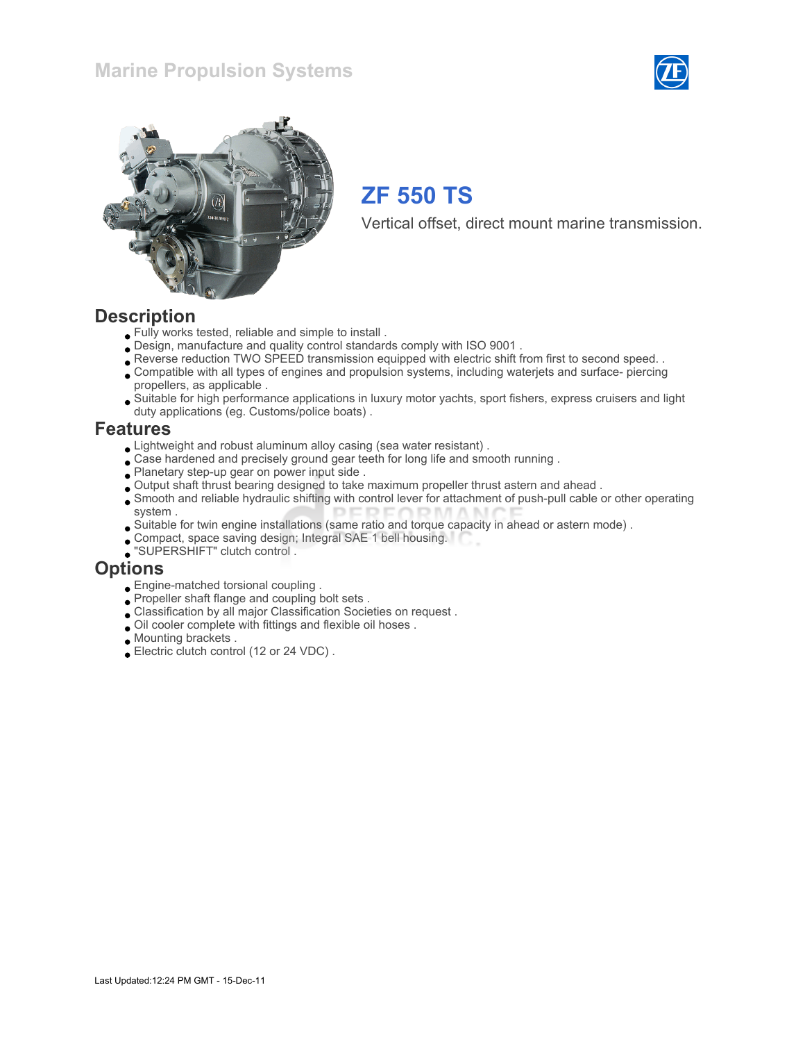Marine Propulsion Systems

# ZF 550 TS

Vertical offset, direct mount marine transmission.

## Description

- Fully works tested, reliable and simple to install .
- Design, manufacture and quality control standards comply with ISO 9001 .
- Reverse reduction TWO SPEED transmission equipped with electric shift from first to second speed. .
- Compatible with all types of engines and propulsion systems, including waterjets and surface- piercing propellers, as applicable .
- Suitable for high performance applications in luxury motor yachts, sport fishers, express cruisers and light duty applications (eg. Customs/police boats) .

## Features

- Lightweight and robust aluminum alloy casing (sea water resistant) .
- Case hardened and precisely ground gear teeth for long life and smooth running .
- Planetary step-up gear on power input side .
- Output shaft thrust bearing designed to take maximum propeller thrust astern and ahead .
- Smooth and reliable hydraulic shifting with control lever for attachment of push-pull cable or other operating system .
- Suitable for twin engine installations (same ratio and torque capacity in ahead or astern mode) .
- Compact, space saving design; Integral SAE 1 bell housing.
- "SUPERSHIFT" clutch control .

## Options

- Engine-matched torsional coupling .
- Propeller shaft flange and coupling bolt sets .
- Classification by all major Classification Societies on request .
- Oil cooler complete with fittings and flexible oil hoses .
- Mounting brackets .
- Electric clutch control (12 or 24 VDC) .

Last Updated:12:24 PM GMT - 15-Dec-11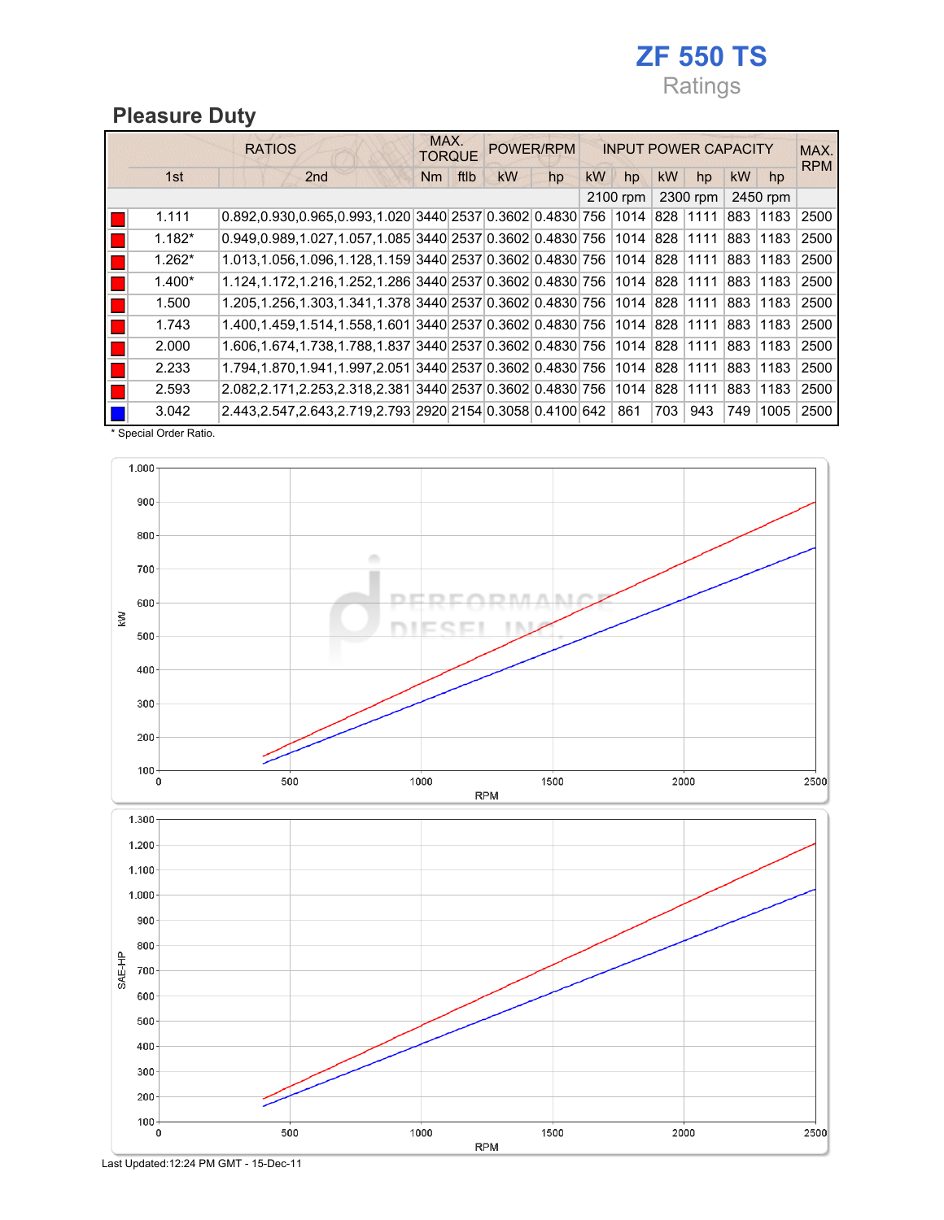# ZF 550 TS

Ratings

## Pleasure Duty

| | RATIOS | | MAX. TORQUE | | POWER/RPM | | INPUT POWER CAPACITY | | | | | | MAX. RPM |
|---|---|---|---|---|---|---|---|---|---|---|---|---|---|
| | 1st | 2nd | Nm | ftlb | kW | hp | kW | hp | kW | hp | kW | hp | |
| | | | | | | | 2100 rpm | | 2300 rpm | | 2450 rpm | | |
| | 1.111 | 0.892,0.930,0.965,0.993,1.020 | 3440 | 2537 | 0.3602 | 0.4830 | 756 | 1014 | 828 | 1111 | 883 | 1183 | 2500 |
| | 1.182* | 0.949,0.989,1.027,1.057,1.085 | 3440 | 2537 | 0.3602 | 0.4830 | 756 | 1014 | 828 | 1111 | 883 | 1183 | 2500 |
| | 1.262* | 1.013,1.056,1.096,1.128,1.159 | 3440 | 2537 | 0.3602 | 0.4830 | 756 | 1014 | 828 | 1111 | 883 | 1183 | 2500 |
| | 1.400* | 1.124,1.172,1.216,1.252,1.286 | 3440 | 2537 | 0.3602 | 0.4830 | 756 | 1014 | 828 | 1111 | 883 | 1183 | 2500 |
| | 1.500 | 1.205,1.256,1.303,1.341,1.378 | 3440 | 2537 | 0.3602 | 0.4830 | 756 | 1014 | 828 | 1111 | 883 | 1183 | 2500 |
| | 1.743 | 1.400,1.459,1.514,1.558,1.601 | 3440 | 2537 | 0.3602 | 0.4830 | 756 | 1014 | 828 | 1111 | 883 | 1183 | 2500 |
| | 2.000 | 1.606,1.674,1.738,1.788,1.837 | 3440 | 2537 | 0.3602 | 0.4830 | 756 | 1014 | 828 | 1111 | 883 | 1183 | 2500 |
| | 2.233 | 1.794,1.870,1.941,1.997,2.051 | 3440 | 2537 | 0.3602 | 0.4830 | 756 | 1014 | 828 | 1111 | 883 | 1183 | 2500 |
| | 2.593 | 2.082,2.171,2.253,2.318,2.381 | 3440 | 2537 | 0.3602 | 0.4830 | 756 | 1014 | 828 | 1111 | 883 | 1183 | 2500 |
| | 3.042 | 2.443,2.547,2.643,2.719,2.793 | 2920 | 2154 | 0.3058 | 0.4100 | 642 | 861 | 703 | 943 | 749 | 1005 | 2500 |

\* Special Order Ratio.

Last Updated:12:24 PM GMT - 15-Dec-11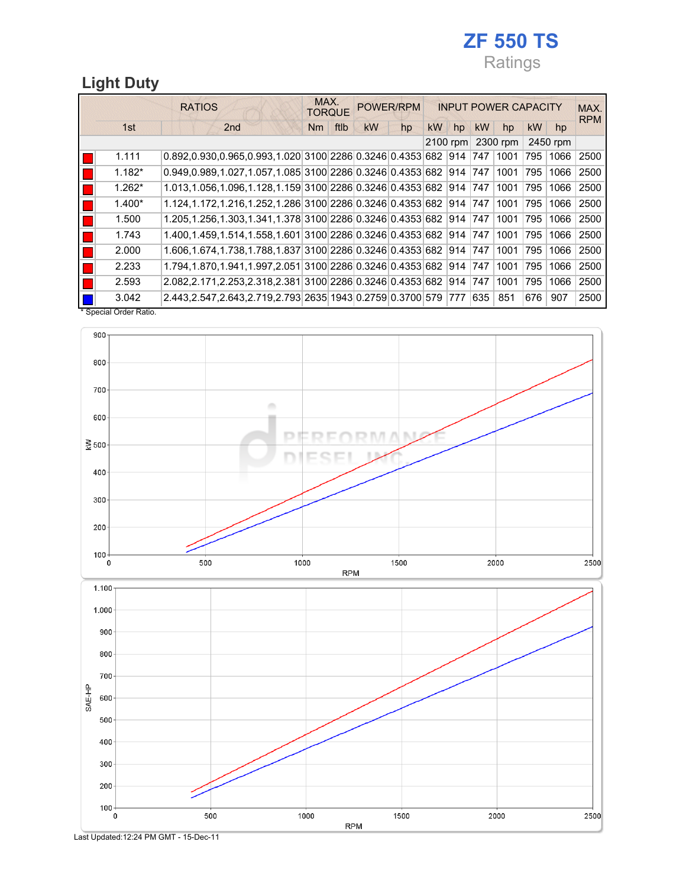# ZF 550 TS

Ratings

## Light Duty

| RATIOS | | MAX. TORQUE | | POWER/RPM | | INPUT POWER CAPACITY | | | | | | MAX. RPM |
|---|---|---|---|---|---|---|---|---|---|---|---|---|
| 1st | 2nd | Nm | ftlb | kW | hp | kW | hp | kW | hp | kW | hp | |
| | | | | | | 2100 rpm | | 2300 rpm | | 2450 rpm | | |
| 1.111 | 0.892,0.930,0.965,0.993,1.020 | 3100 | 2286 | 0.3246 | 0.4353 | 682 | 914 | 747 | 1001 | 795 | 1066 | 2500 |
| 1.182* | 0.949,0.989,1.027,1.057,1.085 | 3100 | 2286 | 0.3246 | 0.4353 | 682 | 914 | 747 | 1001 | 795 | 1066 | 2500 |
| 1.262* | 1.013,1.056,1.096,1.128,1.159 | 3100 | 2286 | 0.3246 | 0.4353 | 682 | 914 | 747 | 1001 | 795 | 1066 | 2500 |
| 1.400* | 1.124,1.172,1.216,1.252,1.286 | 3100 | 2286 | 0.3246 | 0.4353 | 682 | 914 | 747 | 1001 | 795 | 1066 | 2500 |
| 1.500 | 1.205,1.256,1.303,1.341,1.378 | 3100 | 2286 | 0.3246 | 0.4353 | 682 | 914 | 747 | 1001 | 795 | 1066 | 2500 |
| 1.743 | 1.400,1.459,1.514,1.558,1.601 | 3100 | 2286 | 0.3246 | 0.4353 | 682 | 914 | 747 | 1001 | 795 | 1066 | 2500 |
| 2.000 | 1.606,1.674,1.738,1.788,1.837 | 3100 | 2286 | 0.3246 | 0.4353 | 682 | 914 | 747 | 1001 | 795 | 1066 | 2500 |
| 2.233 | 1.794,1.870,1.941,1.997,2.051 | 3100 | 2286 | 0.3246 | 0.4353 | 682 | 914 | 747 | 1001 | 795 | 1066 | 2500 |
| 2.593 | 2.082,2.171,2.253,2.318,2.381 | 3100 | 2286 | 0.3246 | 0.4353 | 682 | 914 | 747 | 1001 | 795 | 1066 | 2500 |
| 3.042 | 2.443,2.547,2.643,2.719,2.793 | 2635 | 1943 | 0.2759 | 0.3700 | 579 | 777 | 635 | 851 | 676 | 907 | 2500 |

\* Special Order Ratio.

Last Updated:12:24 PM GMT - 15-Dec-11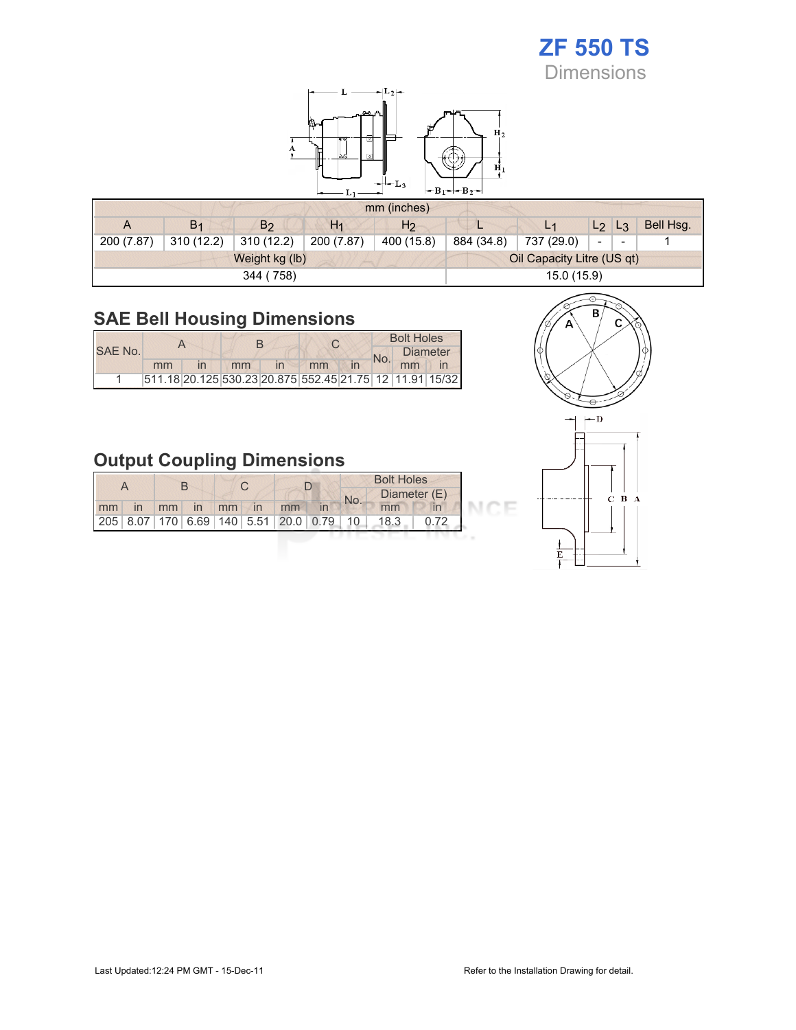# ZF 550 TS

## Dimensions

| mm (inches) | | | | | | | | | |
|---|---|---|---|---|---|---|---|---|---|
| A | $B_1$ | $B_2$ | $H_1$ | $H_2$ | L | $L_1$ | $L_2$ | $L_3$ | Bell Hsg. |
| 200 (7.87) | 310 (12.2) | 310 (12.2) | 200 (7.87) | 400 (15.8) | 884 (34.8) | 737 (29.0) | - | - | 1 |
| Weight kg (lb) | | | | | Oil Capacity Litre (US qt) | | | | |
| 344 ( 758) | | | | | 15.0 (15.9) | | | | |

## SAE Bell Housing Dimensions

| SAE No. | A | | B | | C | | Bolt Holes | | |
|---|---|---|---|---|---|---|---|---|---|
| | | | | | | | No. | Diameter | |
| | mm | in | mm | in | mm | in | | mm | in |
| 1 | 511.18 | 20.125 | 530.23 | 20.875 | 552.45 | 21.75 | 12 | 11.91 | 15/32 |

## Output Coupling Dimensions

| A | | B | | C | | D | | Bolt Holes | | |
|---|---|---|---|---|---|---|---|---|---|---|
| | | | | | | | | No. | Diameter (E) | |
| mm | in | mm | in | mm | in | mm | in | | mm | in |
| 205 | 8.07 | 170 | 6.69 | 140 | 5.51 | 20.0 | 0.79 | 10 | 18.3 | 0.72 |

Last Updated:12:24 PM GMT - 15-Dec-11

Refer to the Installation Drawing for detail.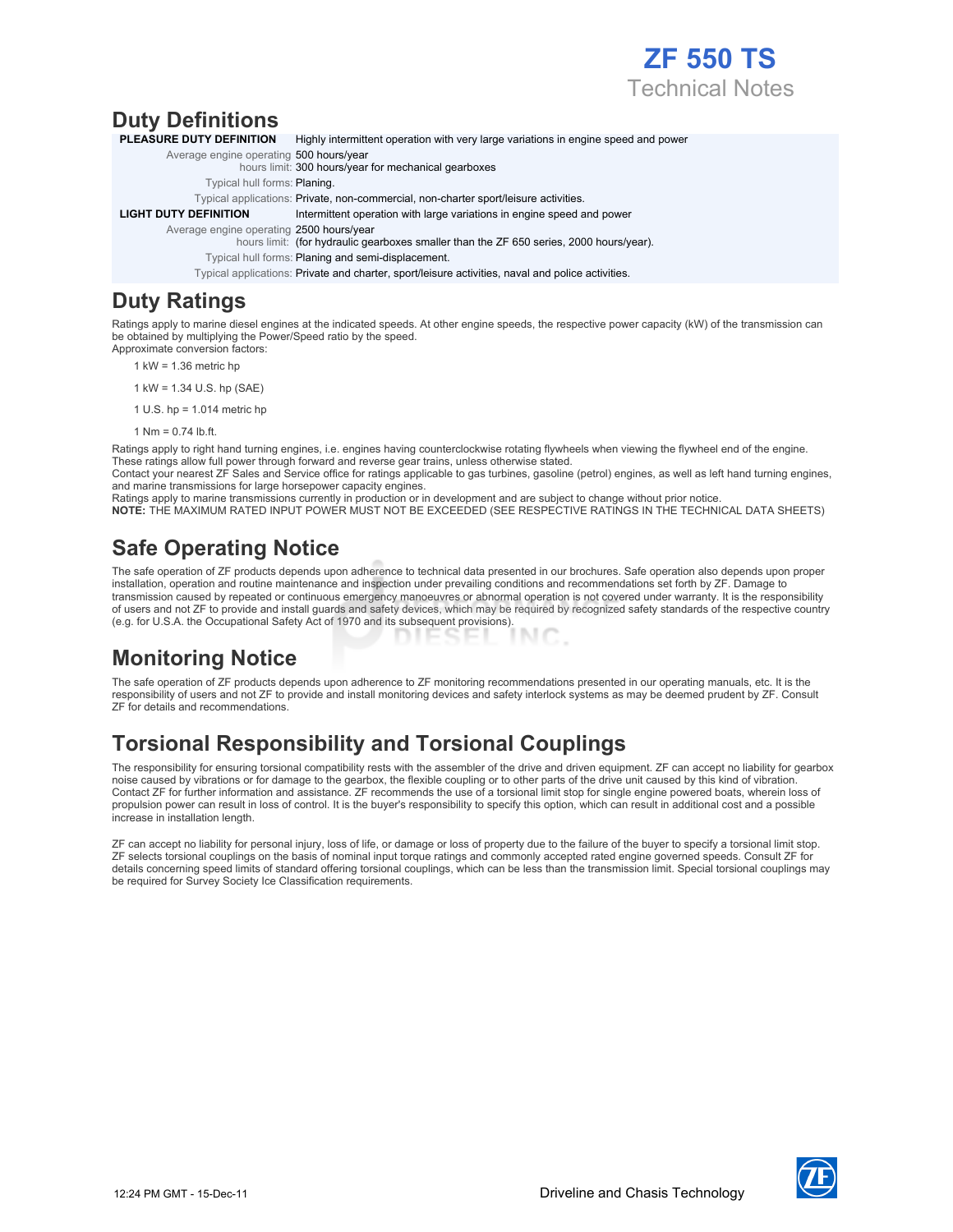# ZF 550 TS

Technical Notes

## Duty Definitions

| | |
|---|---|
| **PLEASURE DUTY DEFINITION** | Highly intermittent operation with very large variations in engine speed and power |
| Average engine operating hours limit: | 500 hours/year<br>300 hours/year for mechanical gearboxes |
| Typical hull forms: | Planing. |
| Typical applications: | Private, non-commercial, non-charter sport/leisure activities. |
| **LIGHT DUTY DEFINITION** | Intermittent operation with large variations in engine speed and power |
| Average engine operating hours limit: | 2500 hours/year<br>(for hydraulic gearboxes smaller than the ZF 650 series, 2000 hours/year). |
| Typical hull forms: | Planing and semi-displacement. |
| Typical applications: | Private and charter, sport/leisure activities, naval and police activities. |

## Duty Ratings

Ratings apply to marine diesel engines at the indicated speeds. At other engine speeds, the respective power capacity (kW) of the transmission can be obtained by multiplying the Power/Speed ratio by the speed.
Approximate conversion factors:

1 kW = 1.36 metric hp

1 kW = 1.34 U.S. hp (SAE)

1 U.S. hp = 1.014 metric hp

1 Nm = 0.74 lb.ft.

Ratings apply to right hand turning engines, i.e. engines having counterclockwise rotating flywheels when viewing the flywheel end of the engine. These ratings allow full power through forward and reverse gear trains, unless otherwise stated.
Contact your nearest ZF Sales and Service office for ratings applicable to gas turbines, gasoline (petrol) engines, as well as left hand turning engines, and marine transmissions for large horsepower capacity engines.
Ratings apply to marine transmissions currently in production or in development and are subject to change without prior notice.
**NOTE:** THE MAXIMUM RATED INPUT POWER MUST NOT BE EXCEEDED (SEE RESPECTIVE RATINGS IN THE TECHNICAL DATA SHEETS)

## Safe Operating Notice

The safe operation of ZF products depends upon adherence to technical data presented in our brochures. Safe operation also depends upon proper installation, operation and routine maintenance and inspection under prevailing conditions and recommendations set forth by ZF. Damage to transmission caused by repeated or continuous emergency manoeuvres or abnormal operation is not covered under warranty. It is the responsibility of users and not ZF to provide and install guards and safety devices, which may be required by recognized safety standards of the respective country (e.g. for U.S.A. the Occupational Safety Act of 1970 and its subsequent provisions).

## Monitoring Notice

The safe operation of ZF products depends upon adherence to ZF monitoring recommendations presented in our operating manuals, etc. It is the responsibility of users and not ZF to provide and install monitoring devices and safety interlock systems as may be deemed prudent by ZF. Consult ZF for details and recommendations.

## Torsional Responsibility and Torsional Couplings

The responsibility for ensuring torsional compatibility rests with the assembler of the drive and driven equipment. ZF can accept no liability for gearbox noise caused by vibrations or for damage to the gearbox, the flexible coupling or to other parts of the drive unit caused by this kind of vibration. Contact ZF for further information and assistance. ZF recommends the use of a torsional limit stop for single engine powered boats, wherein loss of propulsion power can result in loss of control. It is the buyer's responsibility to specify this option, which can result in additional cost and a possible increase in installation length.

ZF can accept no liability for personal injury, loss of life, or damage or loss of property due to the failure of the buyer to specify a torsional limit stop. ZF selects torsional couplings on the basis of nominal input torque ratings and commonly accepted rated engine governed speeds. Consult ZF for details concerning speed limits of standard offering torsional couplings, which can be less than the transmission limit. Special torsional couplings may be required for Survey Society Ice Classification requirements.

12:24 PM GMT - 15-Dec-11

Driveline and Chasis Technology